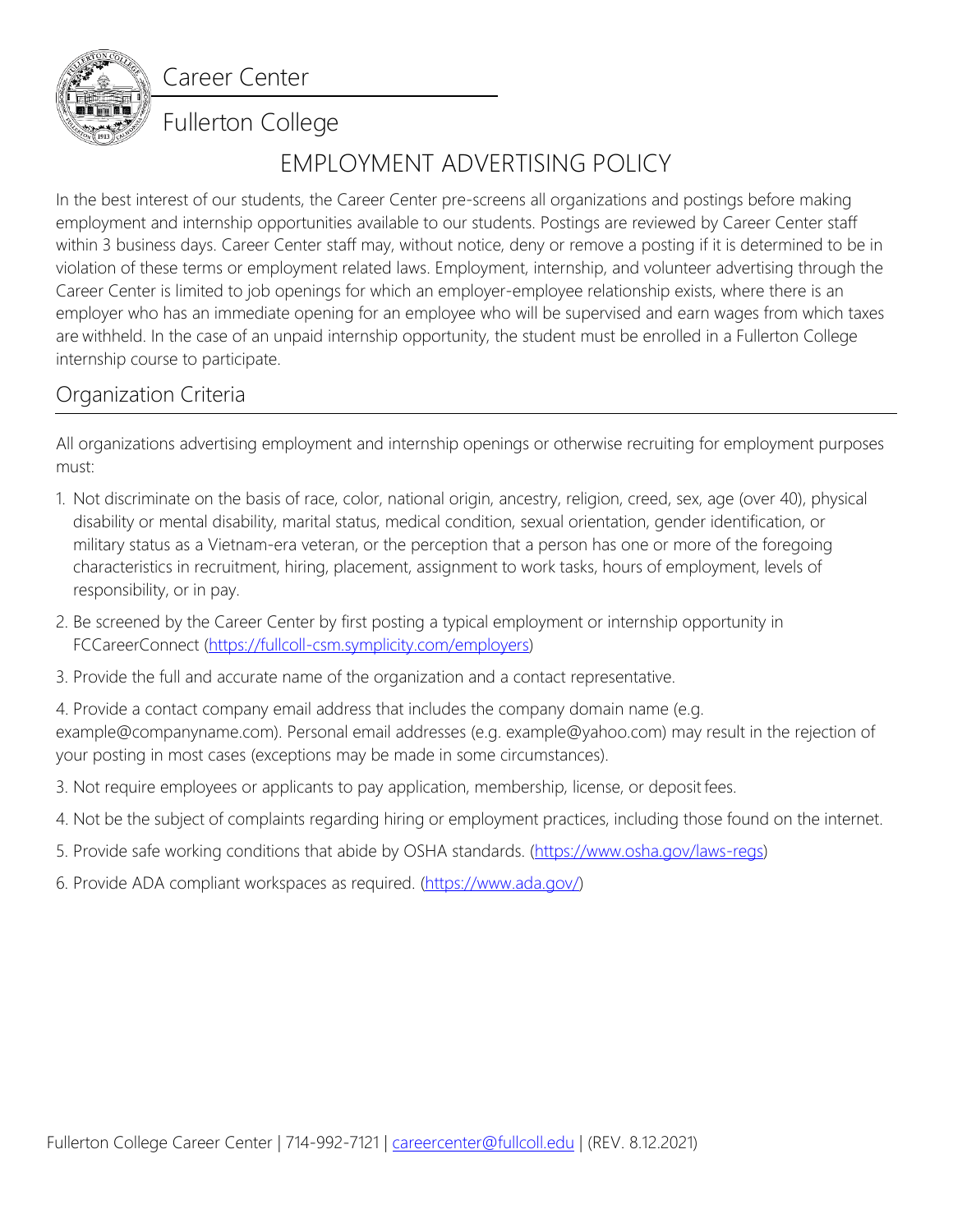Career Center

Fullerton College

# EMPLOYMENT ADVERTISING POLICY

In the best interest of our students, the Career Center pre-screens all organizations and postings before making employment and internship opportunities available to our students. Postings are reviewed by Career Center staff within 3 business days. Career Center staff may, without notice, deny or remove a posting if it is determined to be in violation of these terms or employment related laws. Employment, internship, and volunteer advertising through the Career Center is limited to job openings for which an employer-employee relationship exists, where there is an employer who has an immediate opening for an employee who will be supervised and earn wages from which taxes are withheld. In the case of an unpaid internship opportunity, the student must be enrolled in a Fullerton College internship course to participate.

## Organization Criteria

All organizations advertising employment and internship openings or otherwise recruiting for employment purposes must:

1. Not discriminate on the basis of race, color, national origin, ancestry, religion, creed, sex, age (over 40), physical disability or mental disability, marital status, medical condition, sexual orientation, gender identification, or military status as a Vietnam-era veteran, or the perception that a person has one or more of the foregoing characteristics in recruitment, hiring, placement, assignment to work tasks, hours of employment, levels of responsibility, or in pay.

2. Be screened by the Career Center by first posting a typical employment or internship opportunity in FCCareerConnect (https://fullcoll-csm.symplicity.com/employers)

3. Provide the full and accurate name of the organization and a contact representative.

4. Provide a contact company email address that includes the company domain name (e.g. example@companyname.com). Personal email addresses (e.g. example@yahoo.com) may result in the rejection of your posting in most cases (exceptions may be made in some circumstances).

3. Not require employees or applicants to pay application, membership, license, or deposit fees.

4. Not be the subject of complaints regarding hiring or employment practices, including those found on the internet.

5. Provide safe working conditions that abide by OSHA standards. (https://www.osha.gov/laws-regs)

6. Provide ADA compliant workspaces as required. (https://www.ada.gov/)

Fullerton College Career Center | 714-992-7121 | careercenter@fullcoll.edu | (REV. 8.12.2021)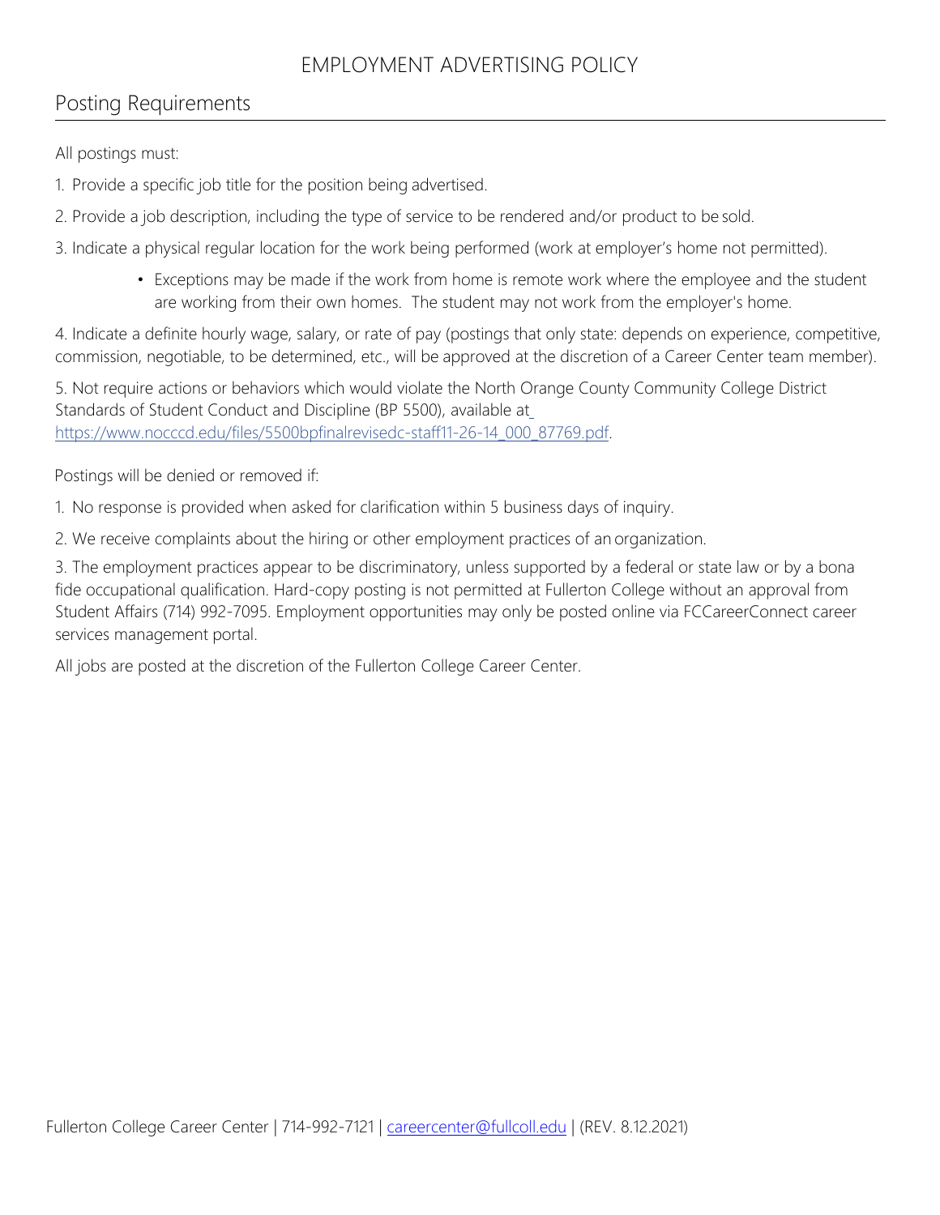# EMPLOYMENT ADVERTISING POLICY

## Posting Requirements

All postings must:

1. Provide a specific job title for the position being advertised.
2. Provide a job description, including the type of service to be rendered and/or product to be sold.
3. Indicate a physical regular location for the work being performed (work at employer's home not permitted).
   - Exceptions may be made if the work from home is remote work where the employee and the student are working from their own homes. The student may not work from the employer's home.
4. Indicate a definite hourly wage, salary, or rate of pay (postings that only state: depends on experience, competitive, commission, negotiable, to be determined, etc., will be approved at the discretion of a Career Center team member).
5. Not require actions or behaviors which would violate the North Orange County Community College District Standards of Student Conduct and Discipline (BP 5500), available at https://www.nocccd.edu/files/5500bpfinalrevisedc-staff11-26-14_000_87769.pdf.

Postings will be denied or removed if:

1. No response is provided when asked for clarification within 5 business days of inquiry.
2. We receive complaints about the hiring or other employment practices of an organization.
3. The employment practices appear to be discriminatory, unless supported by a federal or state law or by a bona fide occupational qualification. Hard-copy posting is not permitted at Fullerton College without an approval from Student Affairs (714) 992-7095. Employment opportunities may only be posted online via FCCareerConnect career services management portal.

All jobs are posted at the discretion of the Fullerton College Career Center.

Fullerton College Career Center | 714-992-7121 | careercenter@fullcoll.edu | (REV. 8.12.2021)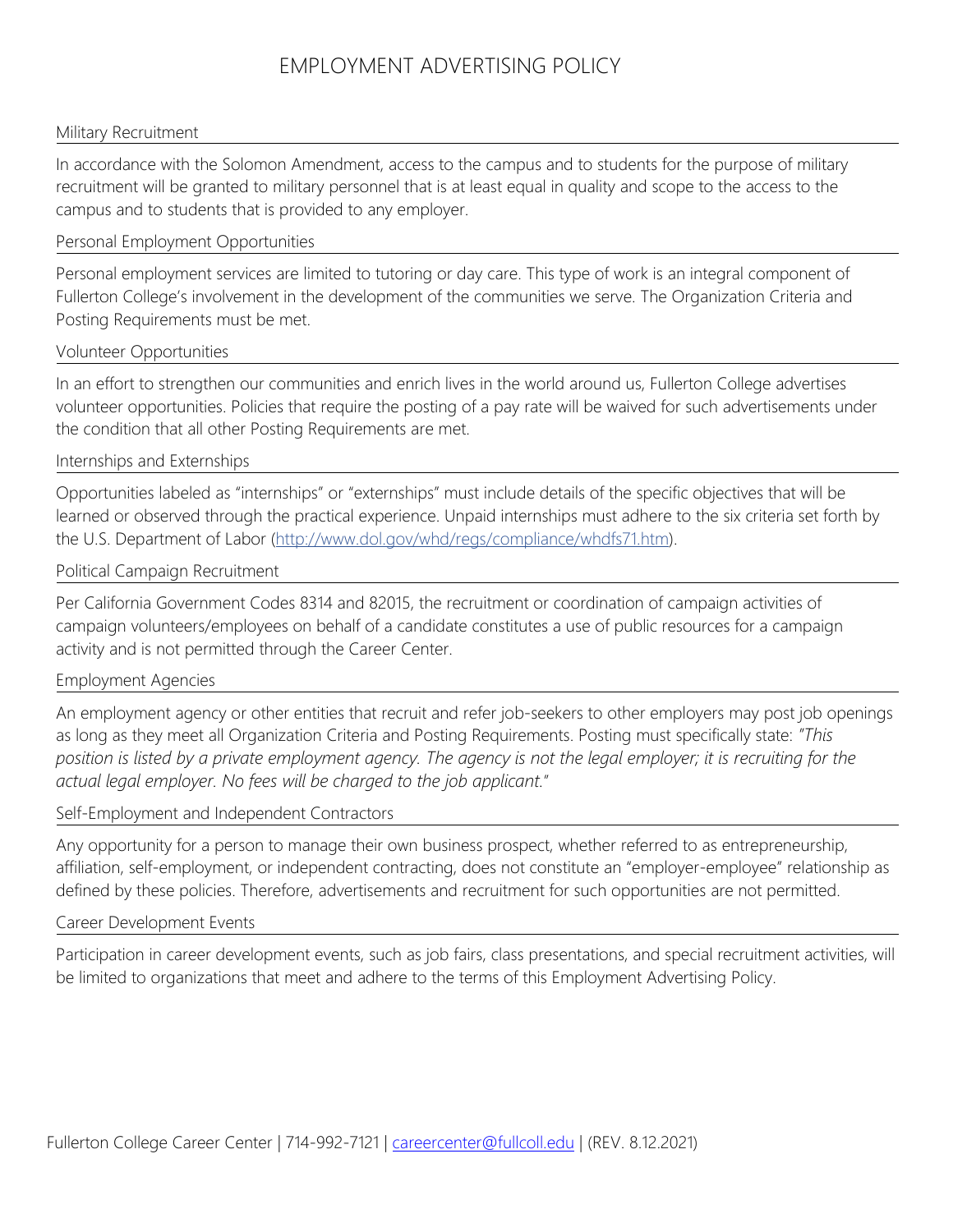# EMPLOYMENT ADVERTISING POLICY

## Military Recruitment

In accordance with the Solomon Amendment, access to the campus and to students for the purpose of military recruitment will be granted to military personnel that is at least equal in quality and scope to the access to the campus and to students that is provided to any employer.

## Personal Employment Opportunities

Personal employment services are limited to tutoring or day care. This type of work is an integral component of Fullerton College's involvement in the development of the communities we serve. The Organization Criteria and Posting Requirements must be met.

## Volunteer Opportunities

In an effort to strengthen our communities and enrich lives in the world around us, Fullerton College advertises volunteer opportunities. Policies that require the posting of a pay rate will be waived for such advertisements under the condition that all other Posting Requirements are met.

## Internships and Externships

Opportunities labeled as "internships" or "externships" must include details of the specific objectives that will be learned or observed through the practical experience. Unpaid internships must adhere to the six criteria set forth by the U.S. Department of Labor (http://www.dol.gov/whd/regs/compliance/whdfs71.htm).

## Political Campaign Recruitment

Per California Government Codes 8314 and 82015, the recruitment or coordination of campaign activities of campaign volunteers/employees on behalf of a candidate constitutes a use of public resources for a campaign activity and is not permitted through the Career Center.

## Employment Agencies

An employment agency or other entities that recruit and refer job-seekers to other employers may post job openings as long as they meet all Organization Criteria and Posting Requirements. Posting must specifically state: "*This position is listed by a private employment agency. The agency is not the legal employer; it is recruiting for the actual legal employer. No fees will be charged to the job applicant.*"

## Self-Employment and Independent Contractors

Any opportunity for a person to manage their own business prospect, whether referred to as entrepreneurship, affiliation, self-employment, or independent contracting, does not constitute an "employer-employee" relationship as defined by these policies. Therefore, advertisements and recruitment for such opportunities are not permitted.

## Career Development Events

Participation in career development events, such as job fairs, class presentations, and special recruitment activities, will be limited to organizations that meet and adhere to the terms of this Employment Advertising Policy.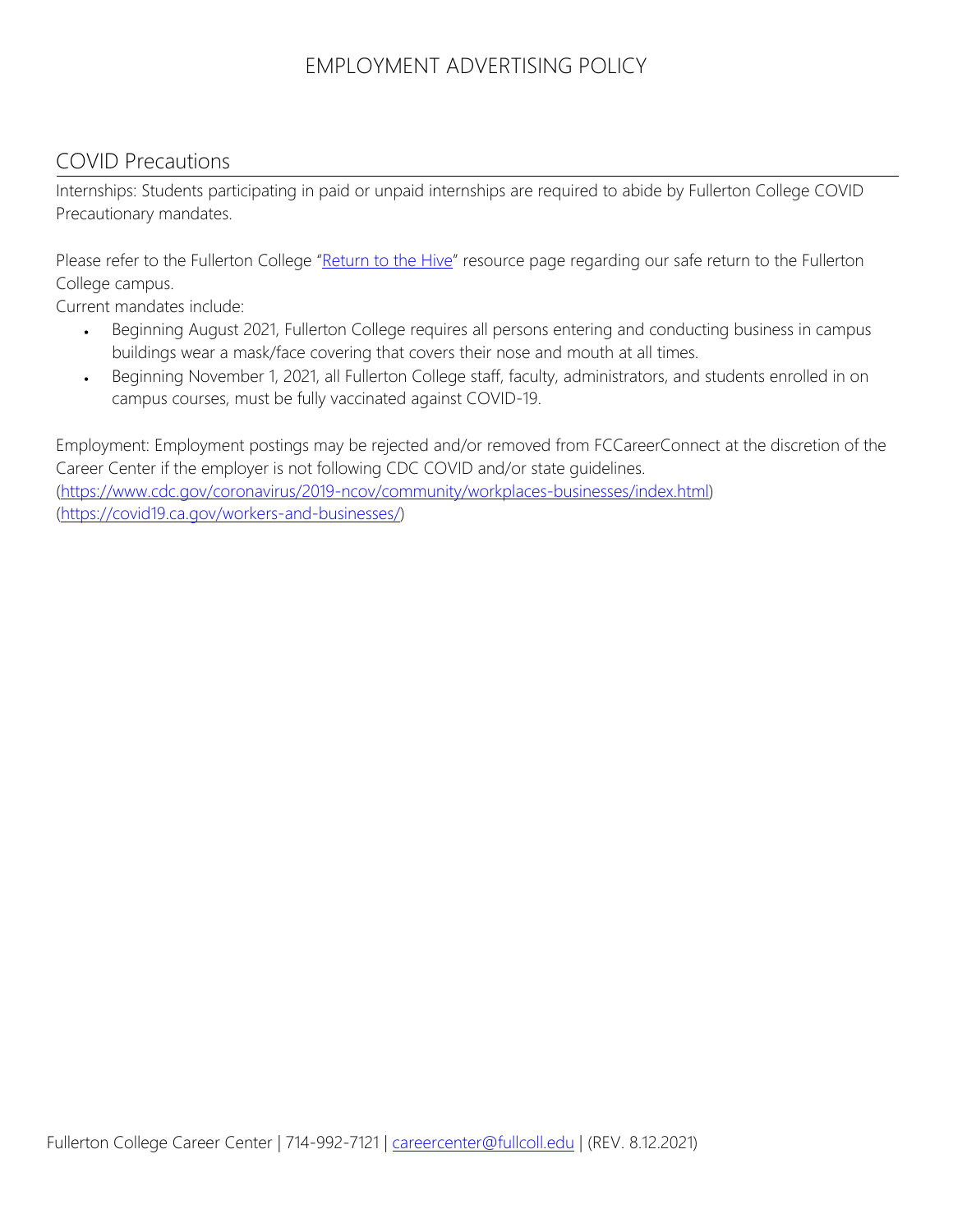# EMPLOYMENT ADVERTISING POLICY

## COVID Precautions

Internships: Students participating in paid or unpaid internships are required to abide by Fullerton College COVID Precautionary mandates.

Please refer to the Fullerton College "Return to the Hive" resource page regarding our safe return to the Fullerton College campus.

Current mandates include:

- Beginning August 2021, Fullerton College requires all persons entering and conducting business in campus buildings wear a mask/face covering that covers their nose and mouth at all times.
- Beginning November 1, 2021, all Fullerton College staff, faculty, administrators, and students enrolled in on campus courses, must be fully vaccinated against COVID-19.

Employment: Employment postings may be rejected and/or removed from FCCareerConnect at the discretion of the Career Center if the employer is not following CDC COVID and/or state guidelines.
(https://www.cdc.gov/coronavirus/2019-ncov/community/workplaces-businesses/index.html)
(https://covid19.ca.gov/workers-and-businesses/)